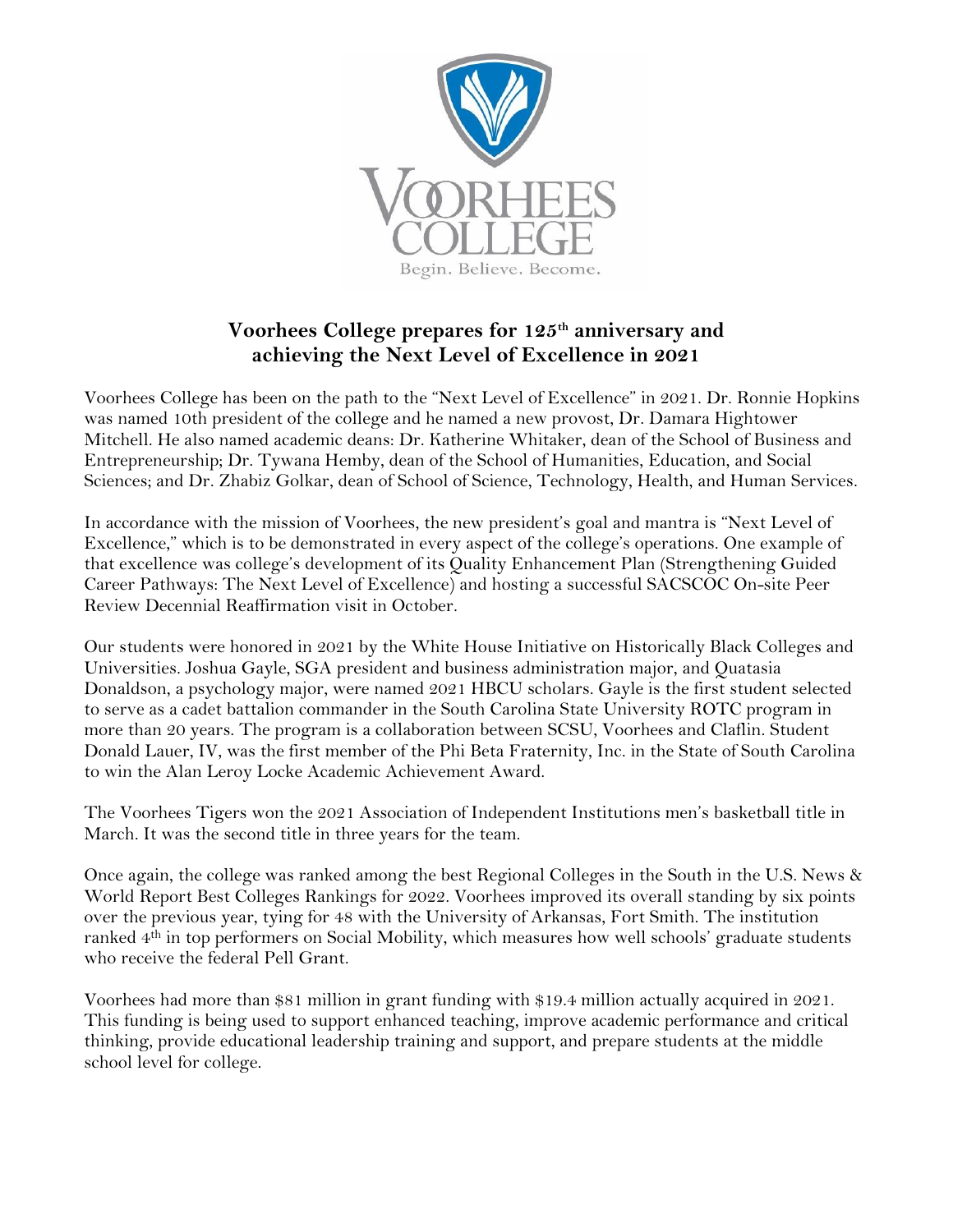# Voorhees College prepares for 125th anniversary and achieving the Next Level of Excellence in 2021

Voorhees College has been on the path to the "Next Level of Excellence" in 2021. Dr. Ronnie Hopkins was named 10th president of the college and he named a new provost, Dr. Damara Hightower Mitchell. He also named academic deans: Dr. Katherine Whitaker, dean of the School of Business and Entrepreneurship; Dr. Tywana Hemby, dean of the School of Humanities, Education, and Social Sciences; and Dr. Zhabiz Golkar, dean of School of Science, Technology, Health, and Human Services.

In accordance with the mission of Voorhees, the new president's goal and mantra is "Next Level of Excellence," which is to be demonstrated in every aspect of the college's operations. One example of that excellence was college's development of its Quality Enhancement Plan (Strengthening Guided Career Pathways: The Next Level of Excellence) and hosting a successful SACSCOC On-site Peer Review Decennial Reaffirmation visit in October.

Our students were honored in 2021 by the White House Initiative on Historically Black Colleges and Universities. Joshua Gayle, SGA president and business administration major, and Quatasia Donaldson, a psychology major, were named 2021 HBCU scholars. Gayle is the first student selected to serve as a cadet battalion commander in the South Carolina State University ROTC program in more than 20 years. The program is a collaboration between SCSU, Voorhees and Claflin. Student Donald Lauer, IV, was the first member of the Phi Beta Fraternity, Inc. in the State of South Carolina to win the Alan Leroy Locke Academic Achievement Award.

The Voorhees Tigers won the 2021 Association of Independent Institutions men's basketball title in March. It was the second title in three years for the team.

Once again, the college was ranked among the best Regional Colleges in the South in the U.S. News & World Report Best Colleges Rankings for 2022. Voorhees improved its overall standing by six points over the previous year, tying for 48 with the University of Arkansas, Fort Smith. The institution ranked 4th in top performers on Social Mobility, which measures how well schools' graduate students who receive the federal Pell Grant.

Voorhees had more than $81 million in grant funding with $19.4 million actually acquired in 2021. This funding is being used to support enhanced teaching, improve academic performance and critical thinking, provide educational leadership training and support, and prepare students at the middle school level for college.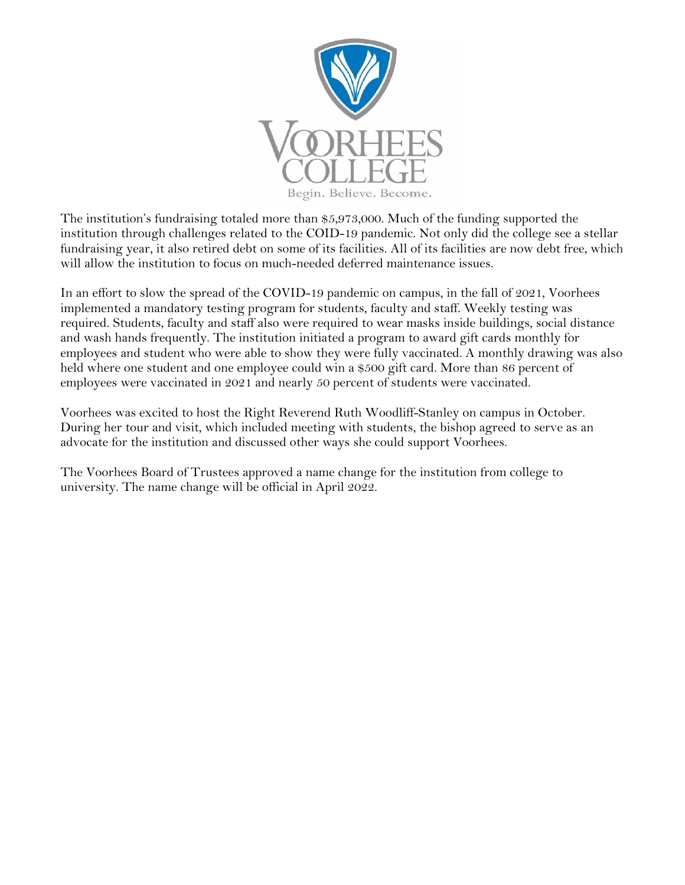The institution's fundraising totaled more than $5,973,000. Much of the funding supported the institution through challenges related to the COID-19 pandemic. Not only did the college see a stellar fundraising year, it also retired debt on some of its facilities. All of its facilities are now debt free, which will allow the institution to focus on much-needed deferred maintenance issues.

In an effort to slow the spread of the COVID-19 pandemic on campus, in the fall of 2021, Voorhees implemented a mandatory testing program for students, faculty and staff. Weekly testing was required. Students, faculty and staff also were required to wear masks inside buildings, social distance and wash hands frequently. The institution initiated a program to award gift cards monthly for employees and student who were able to show they were fully vaccinated. A monthly drawing was also held where one student and one employee could win a $500 gift card. More than 86 percent of employees were vaccinated in 2021 and nearly 50 percent of students were vaccinated.

Voorhees was excited to host the Right Reverend Ruth Woodliff-Stanley on campus in October. During her tour and visit, which included meeting with students, the bishop agreed to serve as an advocate for the institution and discussed other ways she could support Voorhees.

The Voorhees Board of Trustees approved a name change for the institution from college to university. The name change will be official in April 2022.